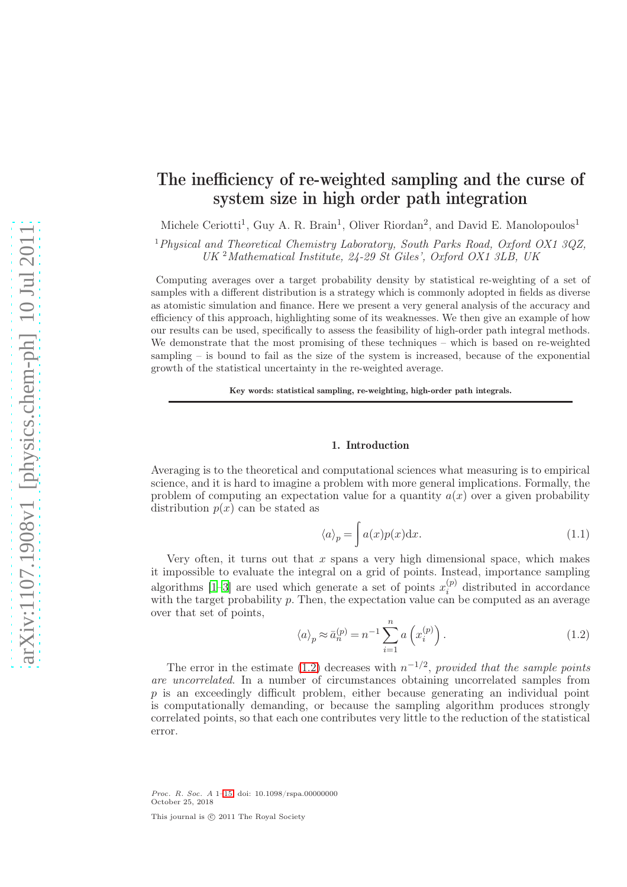# The inefficiency of re-weighted sampling and the curse of system size in high order path integration

Michele Ceriotti[1], Guy A. R. Brain[1], Oliver Riordan[2], and David E. Manolopoulos[1]

[1] *Physical and Theoretical Chemistry Laboratory, South Parks Road, Oxford OX1 3QZ, UK* [2] *Mathematical Institute, 24-29 St Giles', Oxford OX1 3LB, UK*

Computing averages over a target probability density by statistical re-weighting of a set of samples with a different distribution is a strategy which is commonly adopted in fields as diverse as atomistic simulation and finance. Here we present a very general analysis of the accuracy and efficiency of this approach, highlighting some of its weaknesses. We then give an example of how our results can be used, specifically to assess the feasibility of high-order path integral methods. We demonstrate that the most promising of these techniques – which is based on re-weighted sampling – is bound to fail as the size of the system is increased, because of the exponential growth of the statistical uncertainty in the re-weighted average.

**Key words: statistical sampling, re-weighting, high-order path integrals.**

## 1. Introduction

Averaging is to the theoretical and computational sciences what measuring is to empirical science, and it is hard to imagine a problem with more general implications. Formally, the problem of computing an expectation value for a quantity $a(x)$ over a given probability distribution $p(x)$ can be stated as

$$\langle a \rangle_p = \int a(x) p(x) \mathrm{d}x. \tag{1.1}$$

Very often, it turns out that $x$ spans a very high dimensional space, which makes it impossible to evaluate the integral on a grid of points. Instead, importance sampling algorithms [1–3] are used which generate a set of points $x_i^{(p)}$ distributed in accordance with the target probability $p$. Then, the expectation value can be computed as an average over that set of points,

$$\langle a \rangle_p \approx \bar{a}_n^{(p)} = n^{-1} \sum_{i=1}^{n} a\left(x_i^{(p)}\right). \tag{1.2}$$

The error in the estimate (1.2) decreases with $n^{-1/2}$, *provided that the sample points are uncorrelated*. In a number of circumstances obtaining uncorrelated samples from $p$ is an exceedingly difficult problem, either because generating an individual point is computationally demanding, or because the sampling algorithm produces strongly correlated points, so that each one contributes very little to the reduction of the statistical error.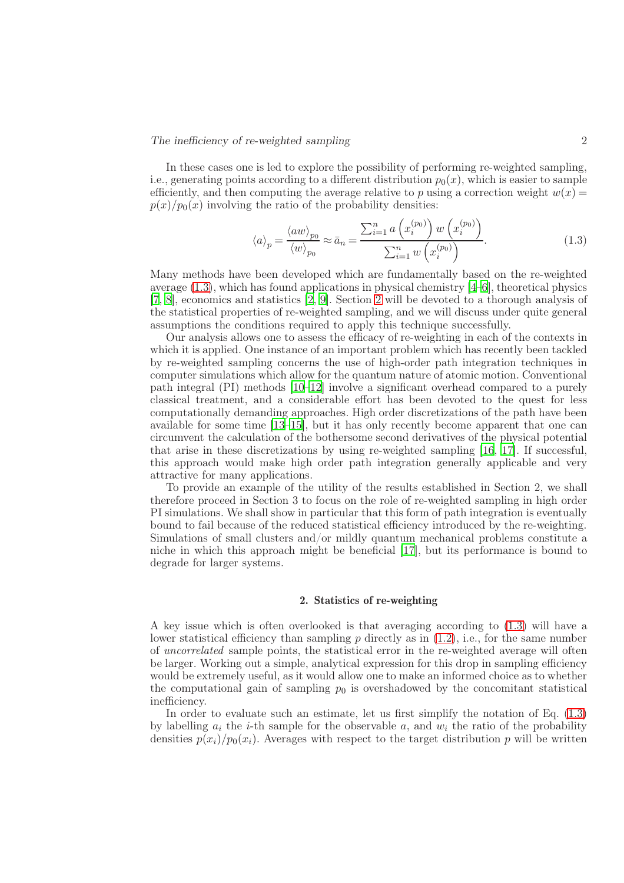In these cases one is led to explore the possibility of performing re-weighted sampling, i.e., generating points according to a different distribution $p_0(x)$, which is easier to sample efficiently, and then computing the average relative to $p$ using a correction weight $w(x) = p(x)/p_0(x)$ involving the ratio of the probability densities:

$$\langle a \rangle_p = \frac{\langle aw \rangle_{p_0}}{\langle w \rangle_{p_0}} \approx \bar{a}_n = \frac{\sum_{i=1}^{n} a\left(x_i^{(p_0)}\right) w\left(x_i^{(p_0)}\right)}{\sum_{i=1}^{n} w\left(x_i^{(p_0)}\right)}. \tag{1.3}$$

Many methods have been developed which are fundamentally based on the re-weighted average (1.3), which has found applications in physical chemistry [4–6], theoretical physics [7, 8], economics and statistics [2, 9]. Section 2 will be devoted to a thorough analysis of the statistical properties of re-weighted sampling, and we will discuss under quite general assumptions the conditions required to apply this technique successfully.

Our analysis allows one to assess the efficacy of re-weighting in each of the contexts in which it is applied. One instance of an important problem which has recently been tackled by re-weighted sampling concerns the use of high-order path integration techniques in computer simulations which allow for the quantum nature of atomic motion. Conventional path integral (PI) methods [10–12] involve a significant overhead compared to a purely classical treatment, and a considerable effort has been devoted to the quest for less computationally demanding approaches. High order discretizations of the path have been available for some time [13–15], but it has only recently become apparent that one can circumvent the calculation of the bothersome second derivatives of the physical potential that arise in these discretizations by using re-weighted sampling [16, 17]. If successful, this approach would make high order path integration generally applicable and very attractive for many applications.

To provide an example of the utility of the results established in Section 2, we shall therefore proceed in Section 3 to focus on the role of re-weighted sampling in high order PI simulations. We shall show in particular that this form of path integration is eventually bound to fail because of the reduced statistical efficiency introduced by the re-weighting. Simulations of small clusters and/or mildly quantum mechanical problems constitute a niche in which this approach might be beneficial [17], but its performance is bound to degrade for larger systems.

## 2. Statistics of re-weighting

A key issue which is often overlooked is that averaging according to (1.3) will have a lower statistical efficiency than sampling $p$ directly as in (1.2), i.e., for the same number of *uncorrelated* sample points, the statistical error in the re-weighted average will often be larger. Working out a simple, analytical expression for this drop in sampling efficiency would be extremely useful, as it would allow one to make an informed choice as to whether the computational gain of sampling $p_0$ is overshadowed by the concomitant statistical inefficiency.

In order to evaluate such an estimate, let us first simplify the notation of Eq. (1.3) by labelling $a_i$ the $i$-th sample for the observable $a$, and $w_i$ the ratio of the probability densities $p(x_i)/p_0(x_i)$. Averages with respect to the target distribution $p$ will be written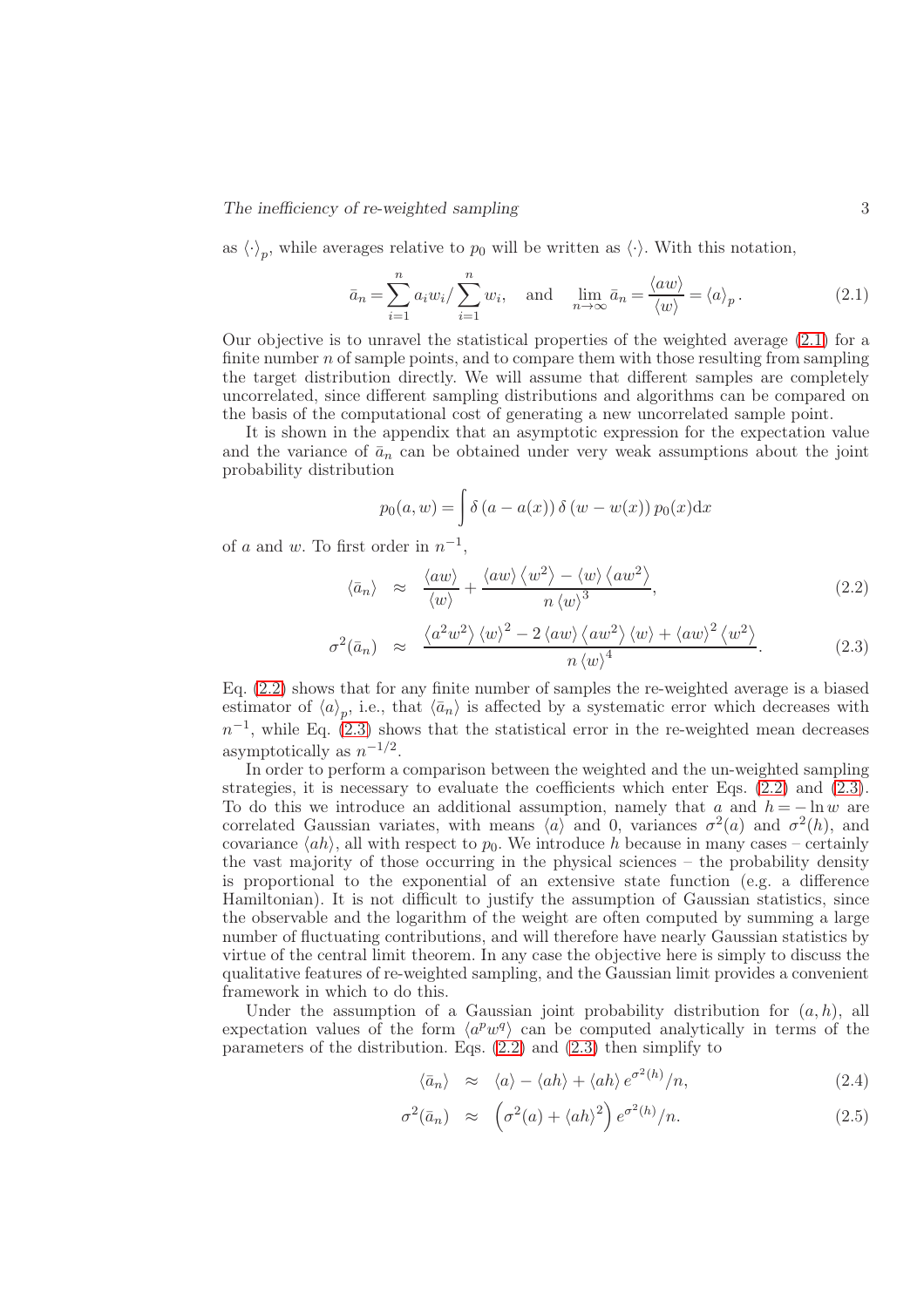as $\langle\cdot\rangle_p$, while averages relative to $p_0$ will be written as $\langle\cdot\rangle$. With this notation,

$$\bar{a}_n = \sum_{i=1}^{n} a_i w_i / \sum_{i=1}^{n} w_i, \quad \text{and} \quad \lim_{n\to\infty} \bar{a}_n = \frac{\langle aw\rangle}{\langle w\rangle} = \langle a\rangle_p . \tag{2.1}$$

Our objective is to unravel the statistical properties of the weighted average (2.1) for a finite number $n$ of sample points, and to compare them with those resulting from sampling the target distribution directly. We will assume that different samples are completely uncorrelated, since different sampling distributions and algorithms can be compared on the basis of the computational cost of generating a new uncorrelated sample point.

It is shown in the appendix that an asymptotic expression for the expectation value and the variance of $\bar{a}_n$ can be obtained under very weak assumptions about the joint probability distribution

$$p_0(a, w) = \int \delta\left(a - a(x)\right) \delta\left(w - w(x)\right) p_0(x) \mathrm{d}x$$

of $a$ and $w$. To first order in $n^{-1}$,

$$\langle \bar{a}_n \rangle \approx \frac{\langle aw\rangle}{\langle w\rangle} + \frac{\langle aw\rangle \langle w^2\rangle - \langle w\rangle \langle aw^2\rangle}{n \langle w\rangle^3}, \tag{2.2}$$

$$\sigma^2(\bar{a}_n) \approx \frac{\langle a^2 w^2\rangle \langle w\rangle^2 - 2\langle aw\rangle \langle aw^2\rangle \langle w\rangle + \langle aw\rangle^2 \langle w^2\rangle}{n \langle w\rangle^4}. \tag{2.3}$$

Eq. (2.2) shows that for any finite number of samples the re-weighted average is a biased estimator of $\langle a\rangle_p$, i.e., that $\langle \bar{a}_n\rangle$ is affected by a systematic error which decreases with $n^{-1}$, while Eq. (2.3) shows that the statistical error in the re-weighted mean decreases asymptotically as $n^{-1/2}$.

In order to perform a comparison between the weighted and the un-weighted sampling strategies, it is necessary to evaluate the coefficients which enter Eqs. (2.2) and (2.3). To do this we introduce an additional assumption, namely that $a$ and $h = -\ln w$ are correlated Gaussian variates, with means $\langle a\rangle$ and 0, variances $\sigma^2(a)$ and $\sigma^2(h)$, and covariance $\langle ah\rangle$, all with respect to $p_0$. We introduce $h$ because in many cases – certainly the vast majority of those occurring in the physical sciences – the probability density is proportional to the exponential of an extensive state function (e.g. a difference Hamiltonian). It is not difficult to justify the assumption of Gaussian statistics, since the observable and the logarithm of the weight are often computed by summing a large number of fluctuating contributions, and will therefore have nearly Gaussian statistics by virtue of the central limit theorem. In any case the objective here is simply to discuss the qualitative features of re-weighted sampling, and the Gaussian limit provides a convenient framework in which to do this.

Under the assumption of a Gaussian joint probability distribution for $(a, h)$, all expectation values of the form $\langle a^p w^q\rangle$ can be computed analytically in terms of the parameters of the distribution. Eqs. (2.2) and (2.3) then simplify to

$$\langle \bar{a}_n \rangle \approx \langle a\rangle - \langle ah\rangle + \langle ah\rangle e^{\sigma^2(h)}/n, \tag{2.4}$$

$$\sigma^2(\bar{a}_n) \approx \left(\sigma^2(a) + \langle ah\rangle^2\right) e^{\sigma^2(h)}/n. \tag{2.5}$$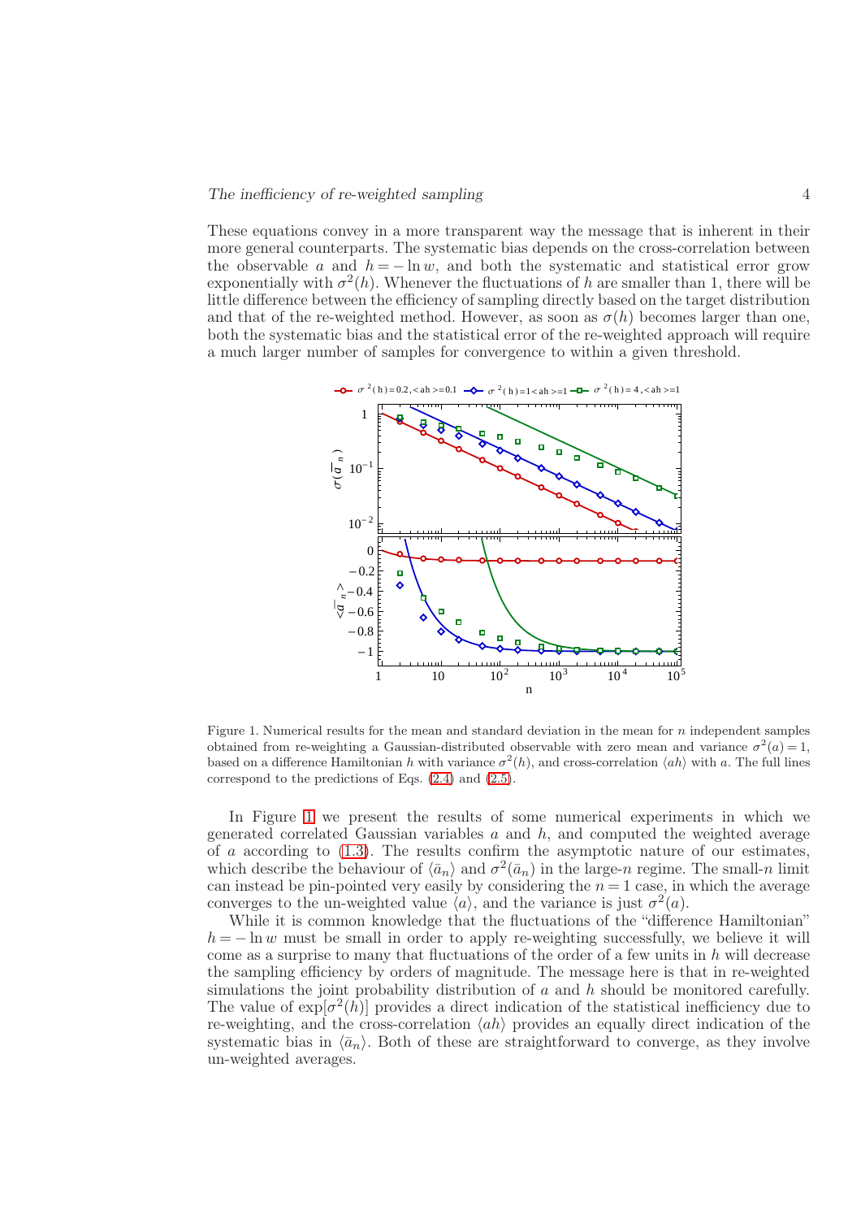These equations convey in a more transparent way the message that is inherent in their more general counterparts. The systematic bias depends on the cross-correlation between the observable $a$ and $h = -\ln w$, and both the systematic and statistical error grow exponentially with $\sigma^2(h)$. Whenever the fluctuations of $h$ are smaller than 1, there will be little difference between the efficiency of sampling directly based on the target distribution and that of the re-weighted method. However, as soon as $\sigma(h)$ becomes larger than one, both the systematic bias and the statistical error of the re-weighted approach will require a much larger number of samples for convergence to within a given threshold.

Figure 1. Numerical results for the mean and standard deviation in the mean for $n$ independent samples obtained from re-weighting a Gaussian-distributed observable with zero mean and variance $\sigma^2(a) = 1$, based on a difference Hamiltonian $h$ with variance $\sigma^2(h)$, and cross-correlation $\langle ah \rangle$ with $a$. The full lines correspond to the predictions of Eqs. (2.4) and (2.5).

In Figure 1 we present the results of some numerical experiments in which we generated correlated Gaussian variables $a$ and $h$, and computed the weighted average of $a$ according to (1.3). The results confirm the asymptotic nature of our estimates, which describe the behaviour of $\langle \bar{a}_n \rangle$ and $\sigma^2(\bar{a}_n)$ in the large-$n$ regime. The small-$n$ limit can instead be pin-pointed very easily by considering the $n = 1$ case, in which the average converges to the un-weighted value $\langle a \rangle$, and the variance is just $\sigma^2(a)$.

While it is common knowledge that the fluctuations of the "difference Hamiltonian" $h = -\ln w$ must be small in order to apply re-weighting successfully, we believe it will come as a surprise to many that fluctuations of the order of a few units in $h$ will decrease the sampling efficiency by orders of magnitude. The message here is that in re-weighted simulations the joint probability distribution of $a$ and $h$ should be monitored carefully. The value of $\exp[\sigma^2(h)]$ provides a direct indication of the statistical inefficiency due to re-weighting, and the cross-correlation $\langle ah \rangle$ provides an equally direct indication of the systematic bias in $\langle \bar{a}_n \rangle$. Both of these are straightforward to converge, as they involve un-weighted averages.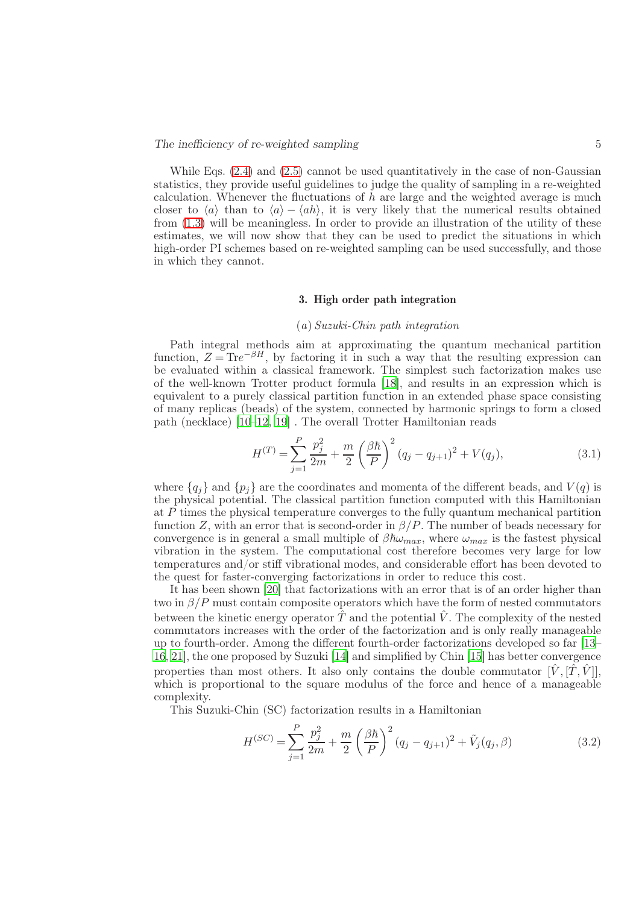While Eqs. (2.4) and (2.5) cannot be used quantitatively in the case of non-Gaussian statistics, they provide useful guidelines to judge the quality of sampling in a re-weighted calculation. Whenever the fluctuations of $h$ are large and the weighted average is much closer to $\langle a \rangle$ than to $\langle a \rangle - \langle ah \rangle$, it is very likely that the numerical results obtained from (1.3) will be meaningless. In order to provide an illustration of the utility of these estimates, we will now show that they can be used to predict the situations in which high-order PI schemes based on re-weighted sampling can be used successfully, and those in which they cannot.

## 3. High order path integration

### (a) *Suzuki-Chin path integration*

Path integral methods aim at approximating the quantum mechanical partition function, $Z = \mathrm{Tr} e^{-\beta H}$, by factoring it in such a way that the resulting expression can be evaluated within a classical framework. The simplest such factorization makes use of the well-known Trotter product formula [18], and results in an expression which is equivalent to a purely classical partition function in an extended phase space consisting of many replicas (beads) of the system, connected by harmonic springs to form a closed path (necklace) [10–12, 19] . The overall Trotter Hamiltonian reads

$$H^{(T)} = \sum_{j=1}^{P} \frac{p_j^2}{2m} + \frac{m}{2}\left(\frac{\beta\hbar}{P}\right)^2 (q_j - q_{j+1})^2 + V(q_j), \tag{3.1}$$

where $\{q_j\}$ and $\{p_j\}$ are the coordinates and momenta of the different beads, and $V(q)$ is the physical potential. The classical partition function computed with this Hamiltonian at $P$ times the physical temperature converges to the fully quantum mechanical partition function $Z$, with an error that is second-order in $\beta/P$. The number of beads necessary for convergence is in general a small multiple of $\beta\hbar\omega_{max}$, where $\omega_{max}$ is the fastest physical vibration in the system. The computational cost therefore becomes very large for low temperatures and/or stiff vibrational modes, and considerable effort has been devoted to the quest for faster-converging factorizations in order to reduce this cost.

It has been shown [20] that factorizations with an error that is of an order higher than two in $\beta/P$ must contain composite operators which have the form of nested commutators between the kinetic energy operator $\hat{T}$ and the potential $\hat{V}$. The complexity of the nested commutators increases with the order of the factorization and is only really manageable up to fourth-order. Among the different fourth-order factorizations developed so far [13–16, 21], the one proposed by Suzuki [14] and simplified by Chin [15] has better convergence properties than most others. It also only contains the double commutator $[\hat{V}, [\hat{T}, \hat{V}]]$, which is proportional to the square modulus of the force and hence of a manageable complexity.

This Suzuki-Chin (SC) factorization results in a Hamiltonian

$$H^{(SC)} = \sum_{j=1}^{P} \frac{p_j^2}{2m} + \frac{m}{2}\left(\frac{\beta\hbar}{P}\right)^2 (q_j - q_{j+1})^2 + \tilde{V}_j(q_j, \beta) \tag{3.2}$$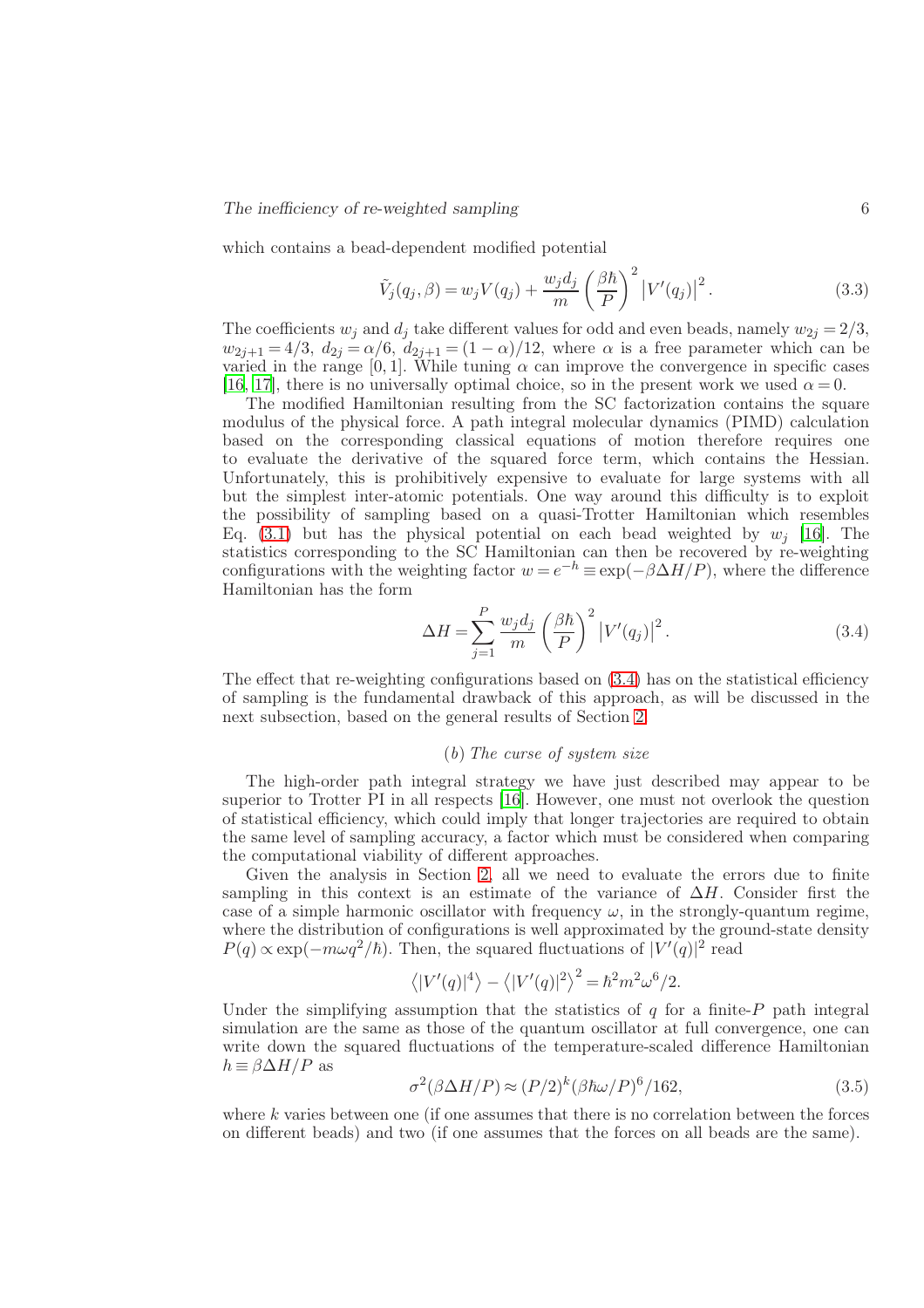which contains a bead-dependent modified potential

$$\tilde{V}_j(q_j,\beta) = w_j V(q_j) + \frac{w_j d_j}{m}\left(\frac{\beta\hbar}{P}\right)^2 \left|V'(q_j)\right|^2. \tag{3.3}$$

The coefficients $w_j$ and $d_j$ take different values for odd and even beads, namely $w_{2j} = 2/3$, $w_{2j+1} = 4/3$, $d_{2j} = \alpha/6$, $d_{2j+1} = (1-\alpha)/12$, where $\alpha$ is a free parameter which can be varied in the range $[0,1]$. While tuning $\alpha$ can improve the convergence in specific cases [16, 17], there is no universally optimal choice, so in the present work we used $\alpha = 0$.

The modified Hamiltonian resulting from the SC factorization contains the square modulus of the physical force. A path integral molecular dynamics (PIMD) calculation based on the corresponding classical equations of motion therefore requires one to evaluate the derivative of the squared force term, which contains the Hessian. Unfortunately, this is prohibitively expensive to evaluate for large systems with all but the simplest inter-atomic potentials. One way around this difficulty is to exploit the possibility of sampling based on a quasi-Trotter Hamiltonian which resembles Eq. (3.1) but has the physical potential on each bead weighted by $w_j$ [16]. The statistics corresponding to the SC Hamiltonian can then be recovered by re-weighting configurations with the weighting factor $w = e^{-h} \equiv \exp(-\beta\Delta H/P)$, where the difference Hamiltonian has the form

$$\Delta H = \sum_{j=1}^{P} \frac{w_j d_j}{m}\left(\frac{\beta\hbar}{P}\right)^2 \left|V'(q_j)\right|^2. \tag{3.4}$$

The effect that re-weighting configurations based on (3.4) has on the statistical efficiency of sampling is the fundamental drawback of this approach, as will be discussed in the next subsection, based on the general results of Section 2.

### (b) The curse of system size

The high-order path integral strategy we have just described may appear to be superior to Trotter PI in all respects [16]. However, one must not overlook the question of statistical efficiency, which could imply that longer trajectories are required to obtain the same level of sampling accuracy, a factor which must be considered when comparing the computational viability of different approaches.

Given the analysis in Section 2, all we need to evaluate the errors due to finite sampling in this context is an estimate of the variance of $\Delta H$. Consider first the case of a simple harmonic oscillator with frequency $\omega$, in the strongly-quantum regime, where the distribution of configurations is well approximated by the ground-state density $P(q) \propto \exp(-m\omega q^2/\hbar)$. Then, the squared fluctuations of $|V'(q)|^2$ read

$$\left\langle |V'(q)|^4 \right\rangle - \left\langle |V'(q)|^2 \right\rangle^2 = \hbar^2 m^2 \omega^6/2.$$

Under the simplifying assumption that the statistics of $q$ for a finite-$P$ path integral simulation are the same as those of the quantum oscillator at full convergence, one can write down the squared fluctuations of the temperature-scaled difference Hamiltonian $h \equiv \beta\Delta H/P$ as

$$\sigma^2(\beta\Delta H/P) \approx (P/2)^k (\beta\hbar\omega/P)^6/162, \tag{3.5}$$

where $k$ varies between one (if one assumes that there is no correlation between the forces on different beads) and two (if one assumes that the forces on all beads are the same).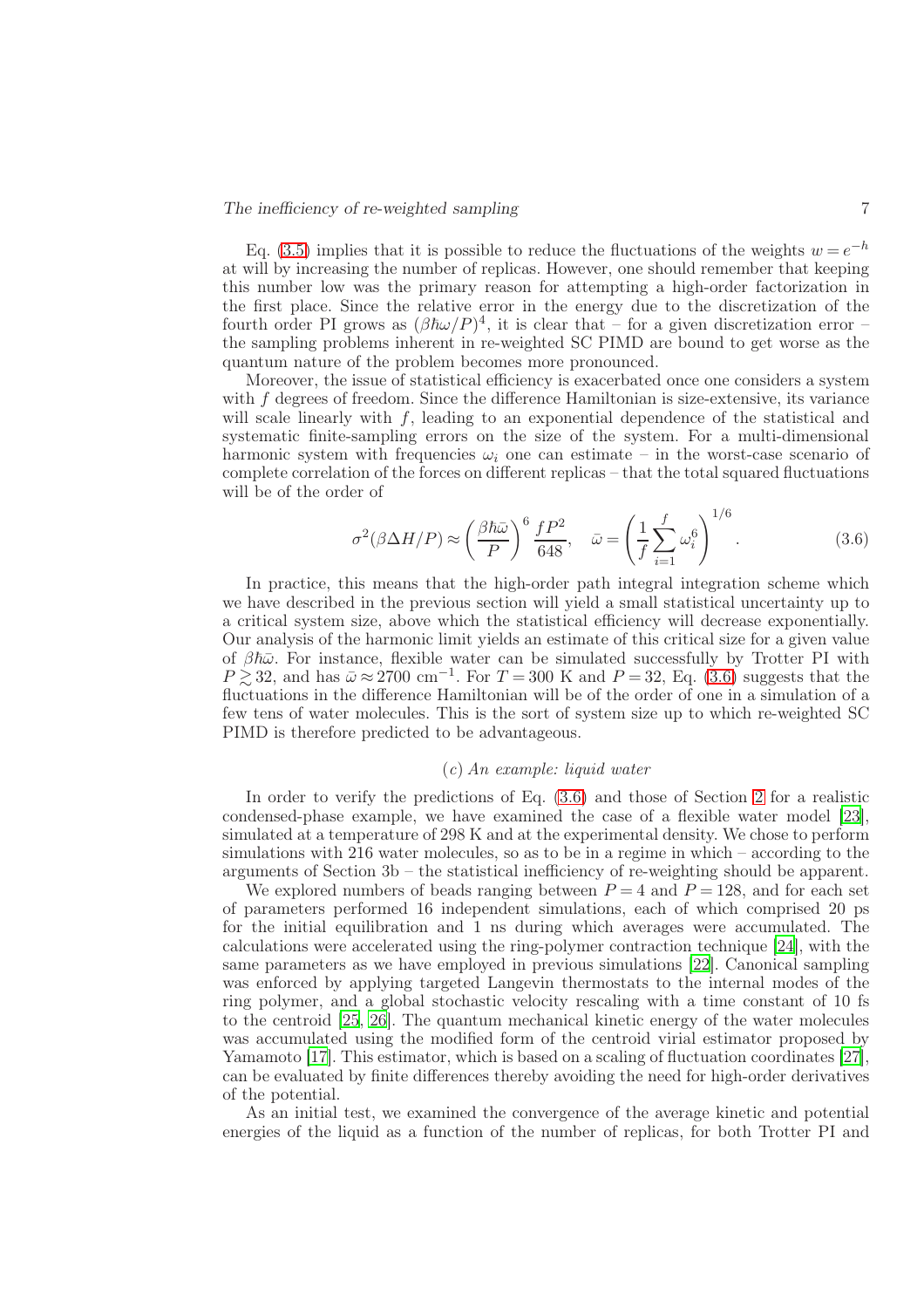Eq. (3.5) implies that it is possible to reduce the fluctuations of the weights $w = e^{-h}$ at will by increasing the number of replicas. However, one should remember that keeping this number low was the primary reason for attempting a high-order factorization in the first place. Since the relative error in the energy due to the discretization of the fourth order PI grows as $(\beta\hbar\omega/P)^4$, it is clear that – for a given discretization error – the sampling problems inherent in re-weighted SC PIMD are bound to get worse as the quantum nature of the problem becomes more pronounced.

Moreover, the issue of statistical efficiency is exacerbated once one considers a system with $f$ degrees of freedom. Since the difference Hamiltonian is size-extensive, its variance will scale linearly with $f$, leading to an exponential dependence of the statistical and systematic finite-sampling errors on the size of the system. For a multi-dimensional harmonic system with frequencies $\omega_i$ one can estimate – in the worst-case scenario of complete correlation of the forces on different replicas – that the total squared fluctuations will be of the order of

$$\sigma^2(\beta\Delta H/P) \approx \left(\frac{\beta\hbar\bar{\omega}}{P}\right)^6 \frac{fP^2}{648}, \quad \bar{\omega} = \left(\frac{1}{f}\sum_{i=1}^{f}\omega_i^6\right)^{1/6}. \tag{3.6}$$

In practice, this means that the high-order path integral integration scheme which we have described in the previous section will yield a small statistical uncertainty up to a critical system size, above which the statistical efficiency will decrease exponentially. Our analysis of the harmonic limit yields an estimate of this critical size for a given value of $\beta\hbar\bar{\omega}$. For instance, flexible water can be simulated successfully by Trotter PI with $P \gtrsim 32$, and has $\bar{\omega} \approx 2700$ cm$^{-1}$. For $T = 300$ K and $P = 32$, Eq. (3.6) suggests that the fluctuations in the difference Hamiltonian will be of the order of one in a simulation of a few tens of water molecules. This is the sort of system size up to which re-weighted SC PIMD is therefore predicted to be advantageous.

### (c) *An example: liquid water*

In order to verify the predictions of Eq. (3.6) and those of Section 2 for a realistic condensed-phase example, we have examined the case of a flexible water model [23], simulated at a temperature of 298 K and at the experimental density. We chose to perform simulations with 216 water molecules, so as to be in a regime in which – according to the arguments of Section 3b – the statistical inefficiency of re-weighting should be apparent.

We explored numbers of beads ranging between $P = 4$ and $P = 128$, and for each set of parameters performed 16 independent simulations, each of which comprised 20 ps for the initial equilibration and 1 ns during which averages were accumulated. The calculations were accelerated using the ring-polymer contraction technique [24], with the same parameters as we have employed in previous simulations [22]. Canonical sampling was enforced by applying targeted Langevin thermostats to the internal modes of the ring polymer, and a global stochastic velocity rescaling with a time constant of 10 fs to the centroid [25, 26]. The quantum mechanical kinetic energy of the water molecules was accumulated using the modified form of the centroid virial estimator proposed by Yamamoto [17]. This estimator, which is based on a scaling of fluctuation coordinates [27], can be evaluated by finite differences thereby avoiding the need for high-order derivatives of the potential.

As an initial test, we examined the convergence of the average kinetic and potential energies of the liquid as a function of the number of replicas, for both Trotter PI and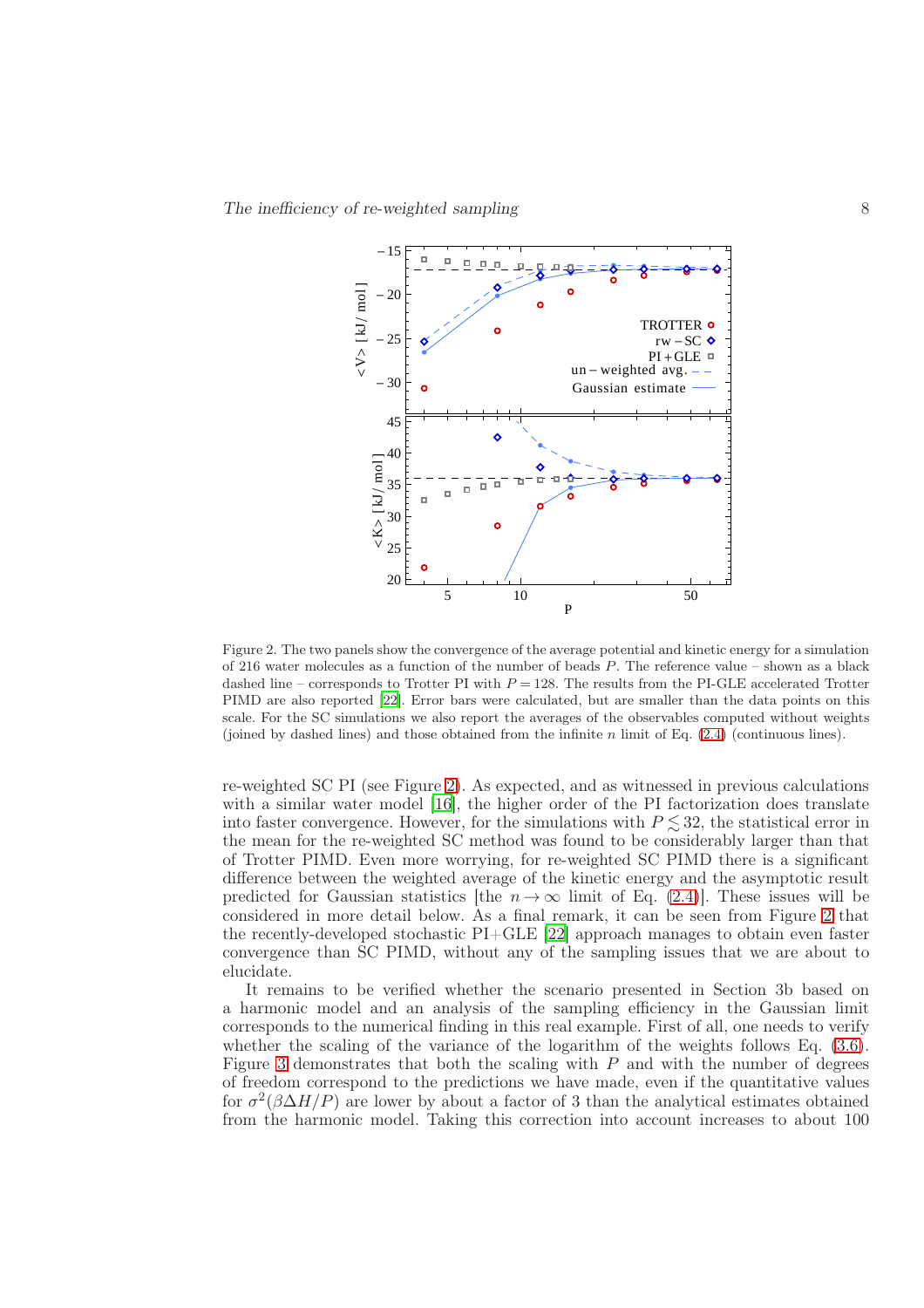Figure 2. The two panels show the convergence of the average potential and kinetic energy for a simulation of 216 water molecules as a function of the number of beads $P$. The reference value – shown as a black dashed line – corresponds to Trotter PI with $P = 128$. The results from the PI-GLE accelerated Trotter PIMD are also reported [22]. Error bars were calculated, but are smaller than the data points on this scale. For the SC simulations we also report the averages of the observables computed without weights (joined by dashed lines) and those obtained from the infinite $n$ limit of Eq. (2.4) (continuous lines).

re-weighted SC PI (see Figure 2). As expected, and as witnessed in previous calculations with a similar water model [16], the higher order of the PI factorization does translate into faster convergence. However, for the simulations with $P \lesssim 32$, the statistical error in the mean for the re-weighted SC method was found to be considerably larger than that of Trotter PIMD. Even more worrying, for re-weighted SC PIMD there is a significant difference between the weighted average of the kinetic energy and the asymptotic result predicted for Gaussian statistics [the $n \to \infty$ limit of Eq. (2.4)]. These issues will be considered in more detail below. As a final remark, it can be seen from Figure 2 that the recently-developed stochastic PI+GLE [22] approach manages to obtain even faster convergence than SC PIMD, without any of the sampling issues that we are about to elucidate.

It remains to be verified whether the scenario presented in Section 3b based on a harmonic model and an analysis of the sampling efficiency in the Gaussian limit corresponds to the numerical finding in this real example. First of all, one needs to verify whether the scaling of the variance of the logarithm of the weights follows Eq. (3.6). Figure 3 demonstrates that both the scaling with $P$ and with the number of degrees of freedom correspond to the predictions we have made, even if the quantitative values for $\sigma^2(\beta\Delta H/P)$ are lower by about a factor of 3 than the analytical estimates obtained from the harmonic model. Taking this correction into account increases to about 100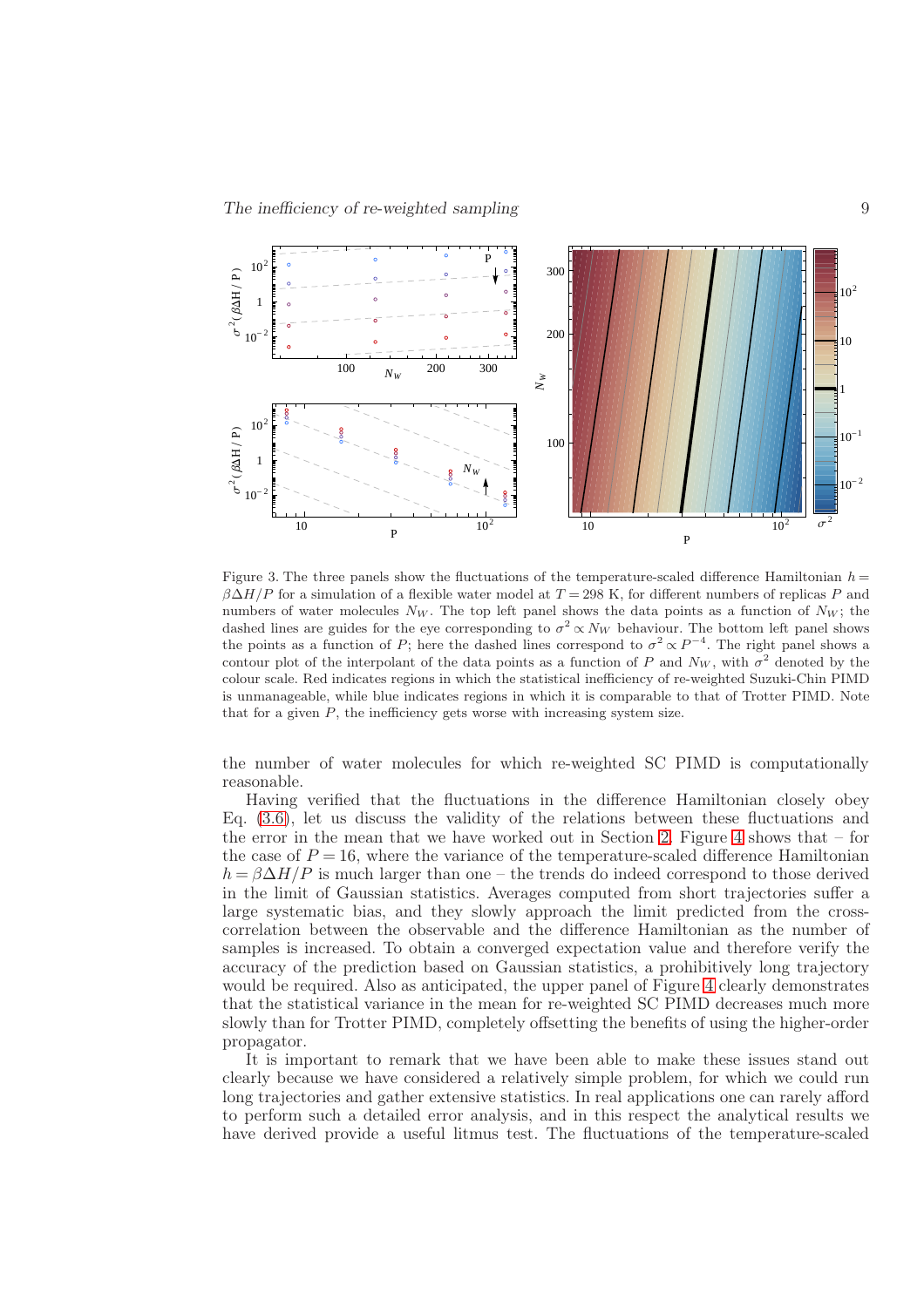Figure 3. The three panels show the fluctuations of the temperature-scaled difference Hamiltonian $h = \beta\Delta H/P$ for a simulation of a flexible water model at $T = 298$ K, for different numbers of replicas $P$ and numbers of water molecules $N_W$. The top left panel shows the data points as a function of $N_W$; the dashed lines are guides for the eye corresponding to $\sigma^2 \propto N_W$ behaviour. The bottom left panel shows the points as a function of $P$; here the dashed lines correspond to $\sigma^2 \propto P^{-4}$. The right panel shows a contour plot of the interpolant of the data points as a function of $P$ and $N_W$, with $\sigma^2$ denoted by the colour scale. Red indicates regions in which the statistical inefficiency of re-weighted Suzuki-Chin PIMD is unmanageable, while blue indicates regions in which it is comparable to that of Trotter PIMD. Note that for a given $P$, the inefficiency gets worse with increasing system size.

the number of water molecules for which re-weighted SC PIMD is computationally reasonable.

Having verified that the fluctuations in the difference Hamiltonian closely obey Eq. (3.6), let us discuss the validity of the relations between these fluctuations and the error in the mean that we have worked out in Section 2. Figure 4 shows that – for the case of $P = 16$, where the variance of the temperature-scaled difference Hamiltonian $h = \beta\Delta H/P$ is much larger than one – the trends do indeed correspond to those derived in the limit of Gaussian statistics. Averages computed from short trajectories suffer a large systematic bias, and they slowly approach the limit predicted from the cross-correlation between the observable and the difference Hamiltonian as the number of samples is increased. To obtain a converged expectation value and therefore verify the accuracy of the prediction based on Gaussian statistics, a prohibitively long trajectory would be required. Also as anticipated, the upper panel of Figure 4 clearly demonstrates that the statistical variance in the mean for re-weighted SC PIMD decreases much more slowly than for Trotter PIMD, completely offsetting the benefits of using the higher-order propagator.

It is important to remark that we have been able to make these issues stand out clearly because we have considered a relatively simple problem, for which we could run long trajectories and gather extensive statistics. In real applications one can rarely afford to perform such a detailed error analysis, and in this respect the analytical results we have derived provide a useful litmus test. The fluctuations of the temperature-scaled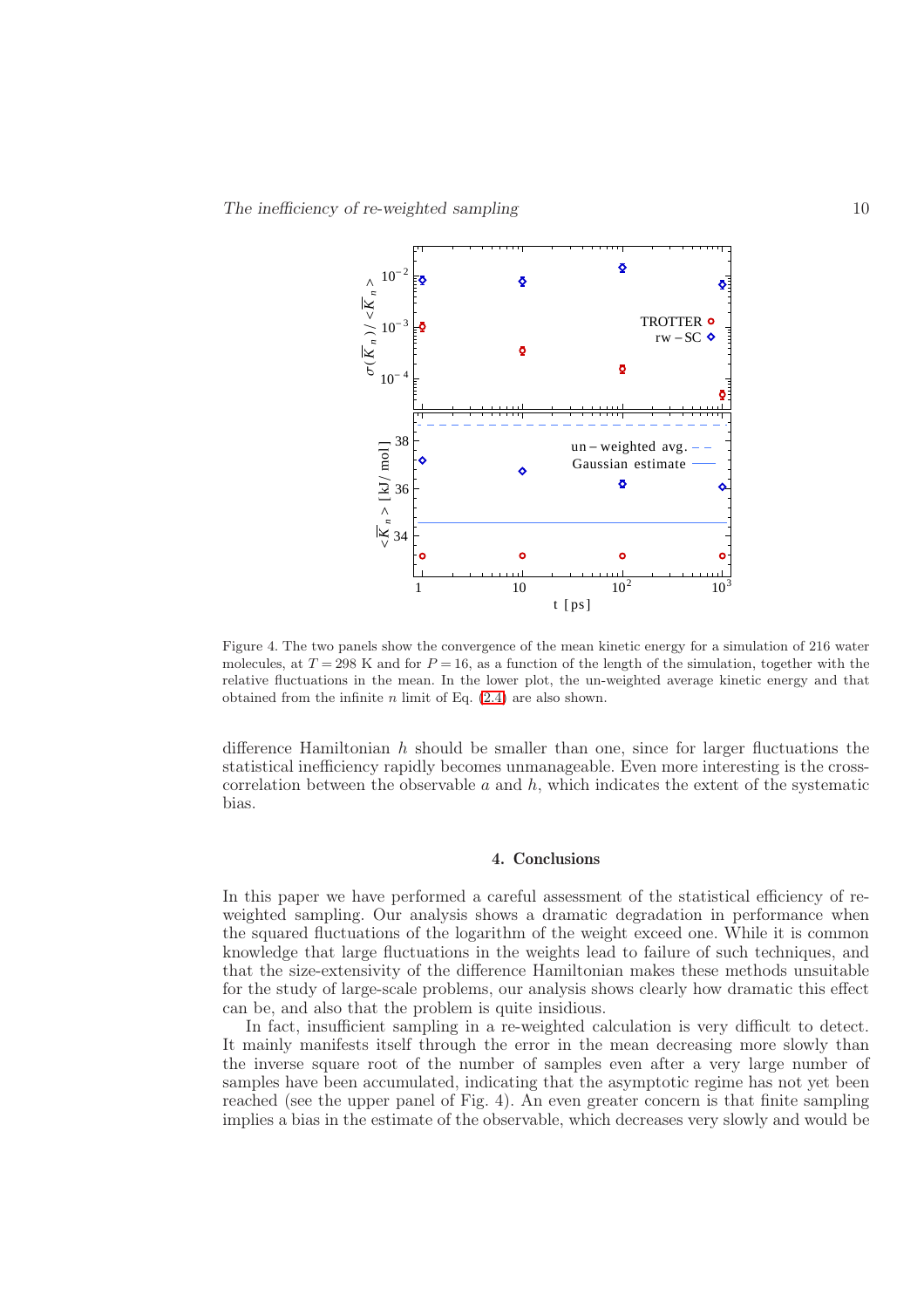Figure 4. The two panels show the convergence of the mean kinetic energy for a simulation of 216 water molecules, at $T = 298$ K and for $P = 16$, as a function of the length of the simulation, together with the relative fluctuations in the mean. In the lower plot, the un-weighted average kinetic energy and that obtained from the infinite $n$ limit of Eq. (2.4) are also shown.

difference Hamiltonian $h$ should be smaller than one, since for larger fluctuations the statistical inefficiency rapidly becomes unmanageable. Even more interesting is the cross-correlation between the observable $a$ and $h$, which indicates the extent of the systematic bias.

## 4. Conclusions

In this paper we have performed a careful assessment of the statistical efficiency of re-weighted sampling. Our analysis shows a dramatic degradation in performance when the squared fluctuations of the logarithm of the weight exceed one. While it is common knowledge that large fluctuations in the weights lead to failure of such techniques, and that the size-extensivity of the difference Hamiltonian makes these methods unsuitable for the study of large-scale problems, our analysis shows clearly how dramatic this effect can be, and also that the problem is quite insidious.

In fact, insufficient sampling in a re-weighted calculation is very difficult to detect. It mainly manifests itself through the error in the mean decreasing more slowly than the inverse square root of the number of samples even after a very large number of samples have been accumulated, indicating that the asymptotic regime has not yet been reached (see the upper panel of Fig. 4). An even greater concern is that finite sampling implies a bias in the estimate of the observable, which decreases very slowly and would be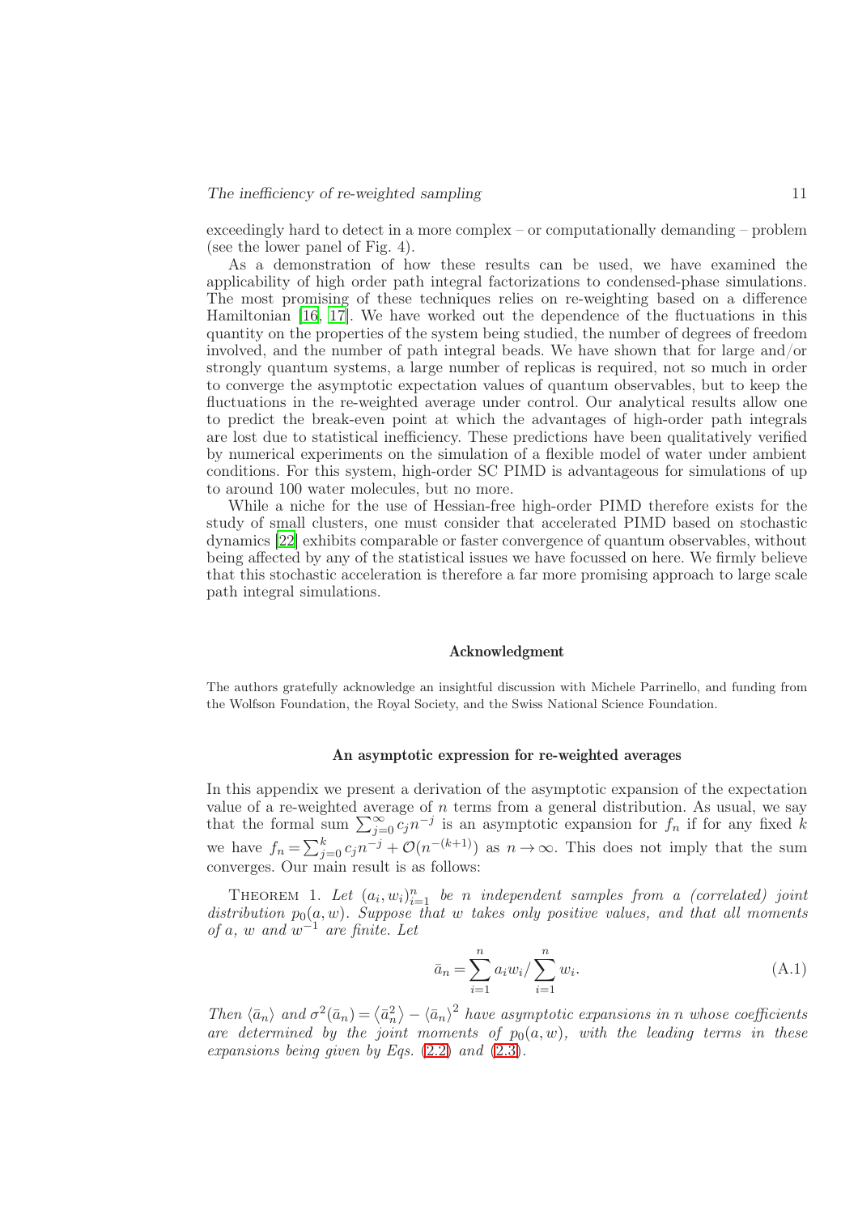exceedingly hard to detect in a more complex – or computationally demanding – problem (see the lower panel of Fig. 4).

As a demonstration of how these results can be used, we have examined the applicability of high order path integral factorizations to condensed-phase simulations. The most promising of these techniques relies on re-weighting based on a difference Hamiltonian [16, 17]. We have worked out the dependence of the fluctuations in this quantity on the properties of the system being studied, the number of degrees of freedom involved, and the number of path integral beads. We have shown that for large and/or strongly quantum systems, a large number of replicas is required, not so much in order to converge the asymptotic expectation values of quantum observables, but to keep the fluctuations in the re-weighted average under control. Our analytical results allow one to predict the break-even point at which the advantages of high-order path integrals are lost due to statistical inefficiency. These predictions have been qualitatively verified by numerical experiments on the simulation of a flexible model of water under ambient conditions. For this system, high-order SC PIMD is advantageous for simulations of up to around 100 water molecules, but no more.

While a niche for the use of Hessian-free high-order PIMD therefore exists for the study of small clusters, one must consider that accelerated PIMD based on stochastic dynamics [22] exhibits comparable or faster convergence of quantum observables, without being affected by any of the statistical issues we have focussed on here. We firmly believe that this stochastic acceleration is therefore a far more promising approach to large scale path integral simulations.

### Acknowledgment

The authors gratefully acknowledge an insightful discussion with Michele Parrinello, and funding from the Wolfson Foundation, the Royal Society, and the Swiss National Science Foundation.

### An asymptotic expression for re-weighted averages

In this appendix we present a derivation of the asymptotic expansion of the expectation value of a re-weighted average of $n$ terms from a general distribution. As usual, we say that the formal sum $\sum_{j=0}^{\infty} c_j n^{-j}$ is an asymptotic expansion for $f_n$ if for any fixed $k$ we have $f_n = \sum_{j=0}^{k} c_j n^{-j} + \mathcal{O}(n^{-(k+1)})$ as $n \to \infty$. This does not imply that the sum converges. Our main result is as follows:

Theorem 1. *Let $(a_i, w_i)_{i=1}^{n}$ be $n$ independent samples from a (correlated) joint distribution $p_0(a, w)$. Suppose that $w$ takes only positive values, and that all moments of $a$, $w$ and $w^{-1}$ are finite. Let*

$$\bar{a}_n = \sum_{i=1}^{n} a_i w_i / \sum_{i=1}^{n} w_i. \tag{A.1}$$

*Then $\langle \bar{a}_n \rangle$ and $\sigma^2(\bar{a}_n) = \langle \bar{a}_n^2 \rangle - \langle \bar{a}_n \rangle^2$ have asymptotic expansions in $n$ whose coefficients are determined by the joint moments of $p_0(a, w)$, with the leading terms in these expansions being given by Eqs. (2.2) and (2.3).*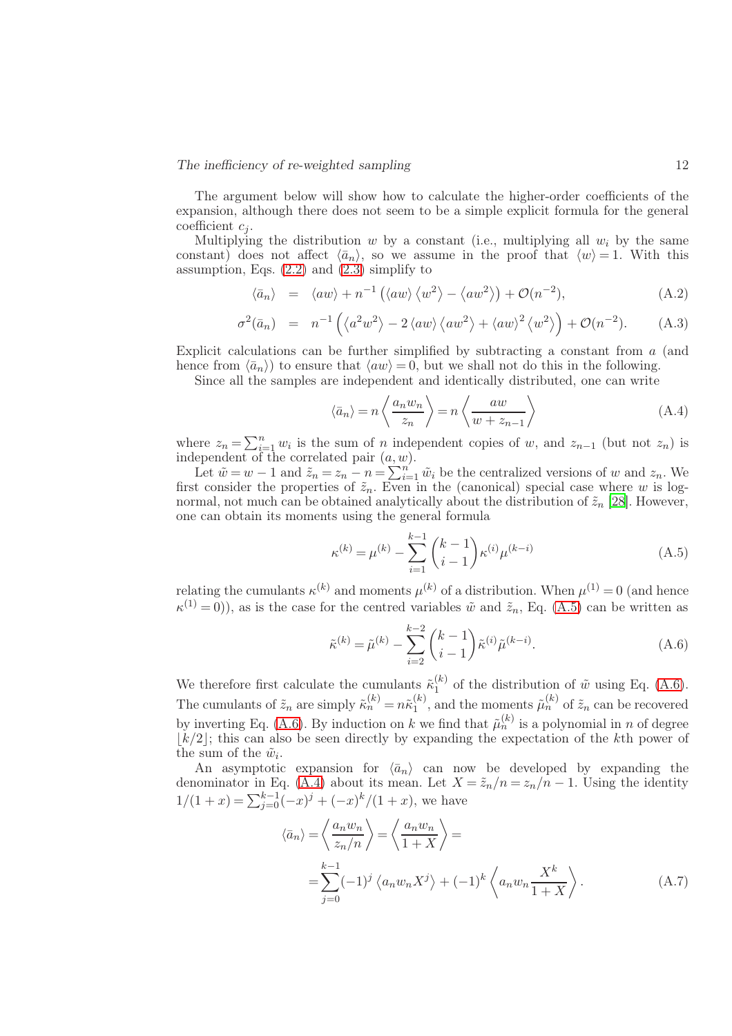The argument below will show how to calculate the higher-order coefficients of the expansion, although there does not seem to be a simple explicit formula for the general coefficient $c_j$.

Multiplying the distribution $w$ by a constant (i.e., multiplying all $w_i$ by the same constant) does not affect $\langle \bar{a}_n \rangle$, so we assume in the proof that $\langle w \rangle = 1$. With this assumption, Eqs. (2.2) and (2.3) simplify to

$$\langle \bar{a}_n \rangle = \langle aw \rangle + n^{-1} \left( \langle aw \rangle \langle w^2 \rangle - \langle aw^2 \rangle \right) + \mathcal{O}(n^{-2}), \tag{A.2}$$

$$\sigma^2(\bar{a}_n) = n^{-1} \left( \langle a^2 w^2 \rangle - 2 \langle aw \rangle \langle aw^2 \rangle + \langle aw \rangle^2 \langle w^2 \rangle \right) + \mathcal{O}(n^{-2}). \tag{A.3}$$

Explicit calculations can be further simplified by subtracting a constant from $a$ (and hence from $\langle \bar{a}_n \rangle$) to ensure that $\langle aw \rangle = 0$, but we shall not do this in the following.

Since all the samples are independent and identically distributed, one can write

$$\langle \bar{a}_n \rangle = n \left\langle \frac{a_n w_n}{z_n} \right\rangle = n \left\langle \frac{aw}{w + z_{n-1}} \right\rangle \tag{A.4}$$

where $z_n = \sum_{i=1}^n w_i$ is the sum of $n$ independent copies of $w$, and $z_{n-1}$ (but not $z_n$) is independent of the correlated pair $(a, w)$.

Let $\tilde{w} = w - 1$ and $\tilde{z}_n = z_n - n = \sum_{i=1}^n \tilde{w}_i$ be the centralized versions of $w$ and $z_n$. We first consider the properties of $\tilde{z}_n$. Even in the (canonical) special case where $w$ is log-normal, not much can be obtained analytically about the distribution of $\tilde{z}_n$ [28]. However, one can obtain its moments using the general formula

$$\kappa^{(k)} = \mu^{(k)} - \sum_{i=1}^{k-1} \binom{k-1}{i-1} \kappa^{(i)} \mu^{(k-i)} \tag{A.5}$$

relating the cumulants $\kappa^{(k)}$ and moments $\mu^{(k)}$ of a distribution. When $\mu^{(1)} = 0$ (and hence $\kappa^{(1)} = 0$)), as is the case for the centred variables $\tilde{w}$ and $\tilde{z}_n$, Eq. (A.5) can be written as

$$\tilde{\kappa}^{(k)} = \tilde{\mu}^{(k)} - \sum_{i=2}^{k-2} \binom{k-1}{i-1} \tilde{\kappa}^{(i)} \tilde{\mu}^{(k-i)}. \tag{A.6}$$

We therefore first calculate the cumulants $\tilde{\kappa}_1^{(k)}$ of the distribution of $\tilde{w}$ using Eq. (A.6). The cumulants of $\tilde{z}_n$ are simply $\tilde{\kappa}_n^{(k)} = n\tilde{\kappa}_1^{(k)}$, and the moments $\tilde{\mu}_n^{(k)}$ of $\tilde{z}_n$ can be recovered by inverting Eq. (A.6). By induction on $k$ we find that $\tilde{\mu}_n^{(k)}$ is a polynomial in $n$ of degree $\lfloor k/2 \rfloor$; this can also be seen directly by expanding the expectation of the $k$th power of the sum of the $\tilde{w}_i$.

An asymptotic expansion for $\langle \bar{a}_n \rangle$ can now be developed by expanding the denominator in Eq. (A.4) about its mean. Let $X = \tilde{z}_n/n = z_n/n - 1$. Using the identity $1/(1+x) = \sum_{j=0}^{k-1} (-x)^j + (-x)^k/(1+x)$, we have

$$\langle \bar{a}_n \rangle = \left\langle \frac{a_n w_n}{z_n/n} \right\rangle = \left\langle \frac{a_n w_n}{1+X} \right\rangle =$$

$$= \sum_{j=0}^{k-1} (-1)^j \left\langle a_n w_n X^j \right\rangle + (-1)^k \left\langle a_n w_n \frac{X^k}{1+X} \right\rangle. \tag{A.7}$$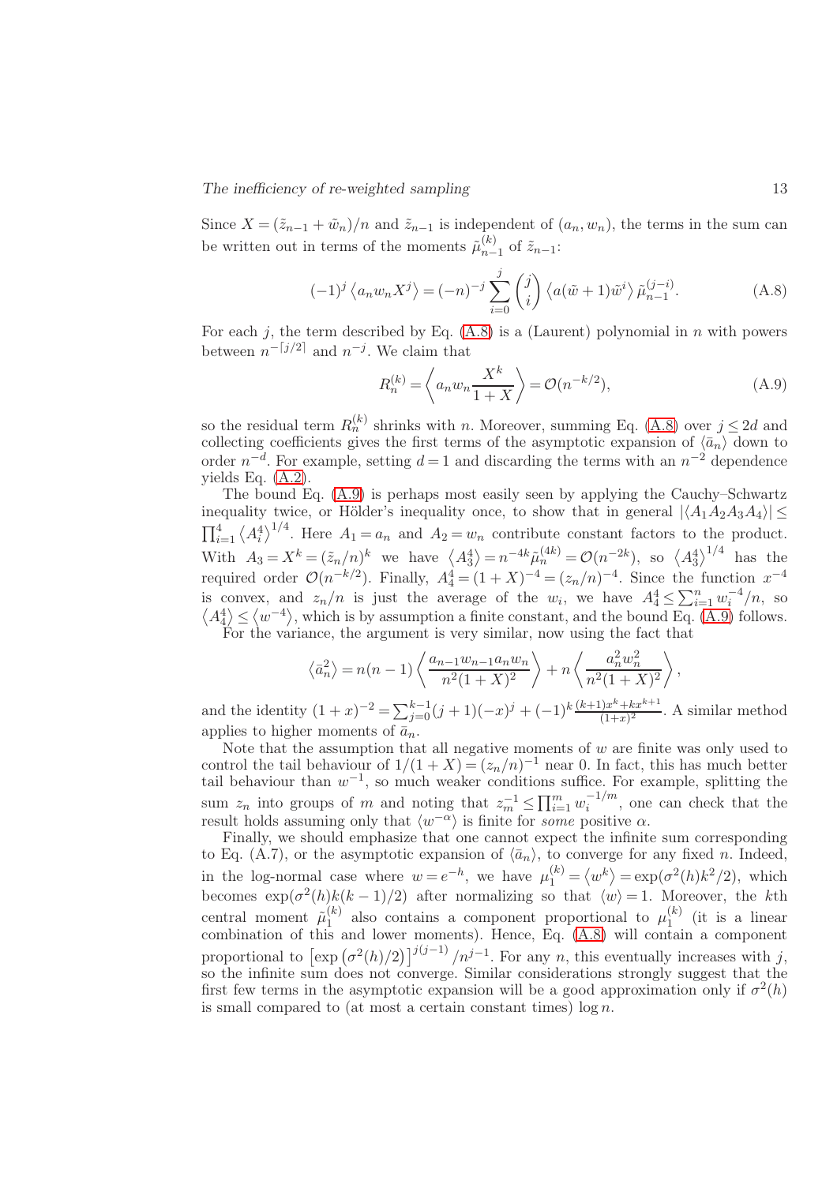Since $X = (\tilde{z}_{n-1} + \tilde{w}_n)/n$ and $\tilde{z}_{n-1}$ is independent of $(a_n, w_n)$, the terms in the sum can be written out in terms of the moments $\tilde{\mu}_{n-1}^{(k)}$ of $\tilde{z}_{n-1}$:

$$(-1)^j \left\langle a_n w_n X^j \right\rangle = (-n)^{-j} \sum_{i=0}^{j} \binom{j}{i} \left\langle a(\tilde{w}+1)\tilde{w}^i \right\rangle \tilde{\mu}_{n-1}^{(j-i)}. \tag{A.8}$$

For each $j$, the term described by Eq. (A.8) is a (Laurent) polynomial in $n$ with powers between $n^{-\lceil j/2 \rceil}$ and $n^{-j}$. We claim that

$$R_n^{(k)} = \left\langle a_n w_n \frac{X^k}{1+X} \right\rangle = \mathcal{O}(n^{-k/2}), \tag{A.9}$$

so the residual term $R_n^{(k)}$ shrinks with $n$. Moreover, summing Eq. (A.8) over $j \le 2d$ and collecting coefficients gives the first terms of the asymptotic expansion of $\langle \bar{a}_n \rangle$ down to order $n^{-d}$. For example, setting $d = 1$ and discarding the terms with an $n^{-2}$ dependence yields Eq. (A.2).

The bound Eq. (A.9) is perhaps most easily seen by applying the Cauchy–Schwartz inequality twice, or Hölder's inequality once, to show that in general $|\langle A_1 A_2 A_3 A_4 \rangle| \le \prod_{i=1}^{4} \left\langle A_i^4 \right\rangle^{1/4}$. Here $A_1 = a_n$ and $A_2 = w_n$ contribute constant factors to the product. With $A_3 = X^k = (\tilde{z}_n/n)^k$ we have $\left\langle A_3^4 \right\rangle = n^{-4k} \tilde{\mu}_n^{(4k)} = \mathcal{O}(n^{-2k})$, so $\left\langle A_3^4 \right\rangle^{1/4}$ has the required order $\mathcal{O}(n^{-k/2})$. Finally, $A_4^4 = (1+X)^{-4} = (z_n/n)^{-4}$. Since the function $x^{-4}$ is convex, and $z_n/n$ is just the average of the $w_i$, we have $A_4^4 \le \sum_{i=1}^{n} w_i^{-4}/n$, so $\left\langle A_4^4 \right\rangle \le \left\langle w^{-4} \right\rangle$, which is by assumption a finite constant, and the bound Eq. (A.9) follows.

For the variance, the argument is very similar, now using the fact that

$$\left\langle \bar{a}_n^2 \right\rangle = n(n-1) \left\langle \frac{a_{n-1} w_{n-1} a_n w_n}{n^2 (1+X)^2} \right\rangle + n \left\langle \frac{a_n^2 w_n^2}{n^2 (1+X)^2} \right\rangle,$$

and the identity $(1+x)^{-2} = \sum_{j=0}^{k-1} (j+1)(-x)^j + (-1)^k \frac{(k+1)x^k + kx^{k+1}}{(1+x)^2}$. A similar method applies to higher moments of $\bar{a}_n$.

Note that the assumption that all negative moments of $w$ are finite was only used to control the tail behaviour of $1/(1+X) = (z_n/n)^{-1}$ near 0. In fact, this has much better tail behaviour than $w^{-1}$, so much weaker conditions suffice. For example, splitting the sum $z_n$ into groups of $m$ and noting that $z_m^{-1} \le \prod_{i=1}^{m} w_i^{-1/m}$, one can check that the result holds assuming only that $\langle w^{-\alpha} \rangle$ is finite for *some* positive $\alpha$.

Finally, we should emphasize that one cannot expect the infinite sum corresponding to Eq. (A.7), or the asymptotic expansion of $\langle \bar{a}_n \rangle$, to converge for any fixed $n$. Indeed, in the log-normal case where $w = e^{-h}$, we have $\mu_1^{(k)} = \left\langle w^k \right\rangle = \exp(\sigma^2(h)k^2/2)$, which becomes $\exp(\sigma^2(h)k(k-1)/2)$ after normalizing so that $\langle w \rangle = 1$. Moreover, the $k$th central moment $\tilde{\mu}_1^{(k)}$ also contains a component proportional to $\mu_1^{(k)}$ (it is a linear combination of this and lower moments). Hence, Eq. (A.8) will contain a component proportional to $\left[\exp\left(\sigma^2(h)/2\right)\right]^{j(j-1)} / n^{j-1}$. For any $n$, this eventually increases with $j$, so the infinite sum does not converge. Similar considerations strongly suggest that the first few terms in the asymptotic expansion will be a good approximation only if $\sigma^2(h)$ is small compared to (at most a certain constant times) $\log n$.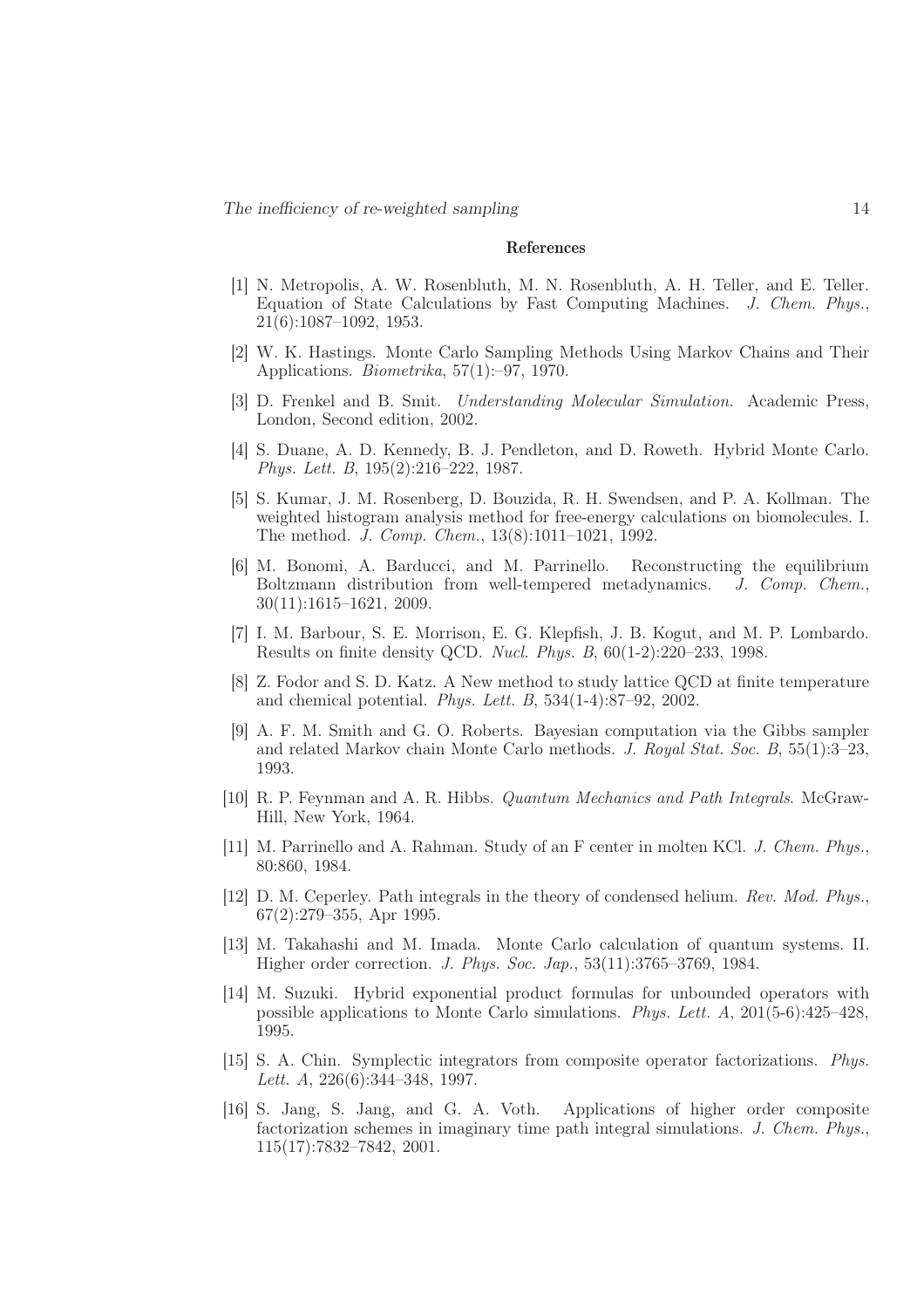## References

[1] N. Metropolis, A. W. Rosenbluth, M. N. Rosenbluth, A. H. Teller, and E. Teller. Equation of State Calculations by Fast Computing Machines. *J. Chem. Phys.*, 21(6):1087–1092, 1953.

[2] W. K. Hastings. Monte Carlo Sampling Methods Using Markov Chains and Their Applications. *Biometrika*, 57(1):–97, 1970.

[3] D. Frenkel and B. Smit. *Understanding Molecular Simulation*. Academic Press, London, Second edition, 2002.

[4] S. Duane, A. D. Kennedy, B. J. Pendleton, and D. Roweth. Hybrid Monte Carlo. *Phys. Lett. B*, 195(2):216–222, 1987.

[5] S. Kumar, J. M. Rosenberg, D. Bouzida, R. H. Swendsen, and P. A. Kollman. The weighted histogram analysis method for free-energy calculations on biomolecules. I. The method. *J. Comp. Chem.*, 13(8):1011–1021, 1992.

[6] M. Bonomi, A. Barducci, and M. Parrinello. Reconstructing the equilibrium Boltzmann distribution from well-tempered metadynamics. *J. Comp. Chem.*, 30(11):1615–1621, 2009.

[7] I. M. Barbour, S. E. Morrison, E. G. Klepfish, J. B. Kogut, and M. P. Lombardo. Results on finite density QCD. *Nucl. Phys. B*, 60(1-2):220–233, 1998.

[8] Z. Fodor and S. D. Katz. A New method to study lattice QCD at finite temperature and chemical potential. *Phys. Lett. B*, 534(1-4):87–92, 2002.

[9] A. F. M. Smith and G. O. Roberts. Bayesian computation via the Gibbs sampler and related Markov chain Monte Carlo methods. *J. Royal Stat. Soc. B*, 55(1):3–23, 1993.

[10] R. P. Feynman and A. R. Hibbs. *Quantum Mechanics and Path Integrals*. McGraw-Hill, New York, 1964.

[11] M. Parrinello and A. Rahman. Study of an F center in molten KCl. *J. Chem. Phys.*, 80:860, 1984.

[12] D. M. Ceperley. Path integrals in the theory of condensed helium. *Rev. Mod. Phys.*, 67(2):279–355, Apr 1995.

[13] M. Takahashi and M. Imada. Monte Carlo calculation of quantum systems. II. Higher order correction. *J. Phys. Soc. Jap.*, 53(11):3765–3769, 1984.

[14] M. Suzuki. Hybrid exponential product formulas for unbounded operators with possible applications to Monte Carlo simulations. *Phys. Lett. A*, 201(5-6):425–428, 1995.

[15] S. A. Chin. Symplectic integrators from composite operator factorizations. *Phys. Lett. A*, 226(6):344–348, 1997.

[16] S. Jang, S. Jang, and G. A. Voth. Applications of higher order composite factorization schemes in imaginary time path integral simulations. *J. Chem. Phys.*, 115(17):7832–7842, 2001.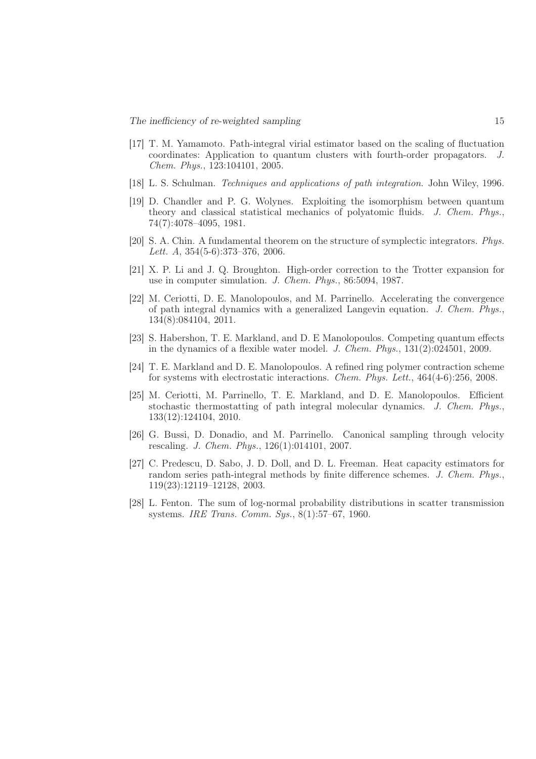[17] T. M. Yamamoto. Path-integral virial estimator based on the scaling of fluctuation coordinates: Application to quantum clusters with fourth-order propagators. *J. Chem. Phys.*, 123:104101, 2005.

[18] L. S. Schulman. *Techniques and applications of path integration*. John Wiley, 1996.

[19] D. Chandler and P. G. Wolynes. Exploiting the isomorphism between quantum theory and classical statistical mechanics of polyatomic fluids. *J. Chem. Phys.*, 74(7):4078–4095, 1981.

[20] S. A. Chin. A fundamental theorem on the structure of symplectic integrators. *Phys. Lett. A*, 354(5-6):373–376, 2006.

[21] X. P. Li and J. Q. Broughton. High-order correction to the Trotter expansion for use in computer simulation. *J. Chem. Phys.*, 86:5094, 1987.

[22] M. Ceriotti, D. E. Manolopoulos, and M. Parrinello. Accelerating the convergence of path integral dynamics with a generalized Langevin equation. *J. Chem. Phys.*, 134(8):084104, 2011.

[23] S. Habershon, T. E. Markland, and D. E Manolopoulos. Competing quantum effects in the dynamics of a flexible water model. *J. Chem. Phys.*, 131(2):024501, 2009.

[24] T. E. Markland and D. E. Manolopoulos. A refined ring polymer contraction scheme for systems with electrostatic interactions. *Chem. Phys. Lett.*, 464(4-6):256, 2008.

[25] M. Ceriotti, M. Parrinello, T. E. Markland, and D. E. Manolopoulos. Efficient stochastic thermostatting of path integral molecular dynamics. *J. Chem. Phys.*, 133(12):124104, 2010.

[26] G. Bussi, D. Donadio, and M. Parrinello. Canonical sampling through velocity rescaling. *J. Chem. Phys.*, 126(1):014101, 2007.

[27] C. Predescu, D. Sabo, J. D. Doll, and D. L. Freeman. Heat capacity estimators for random series path-integral methods by finite difference schemes. *J. Chem. Phys.*, 119(23):12119–12128, 2003.

[28] L. Fenton. The sum of log-normal probability distributions in scatter transmission systems. *IRE Trans. Comm. Sys.*, 8(1):57–67, 1960.